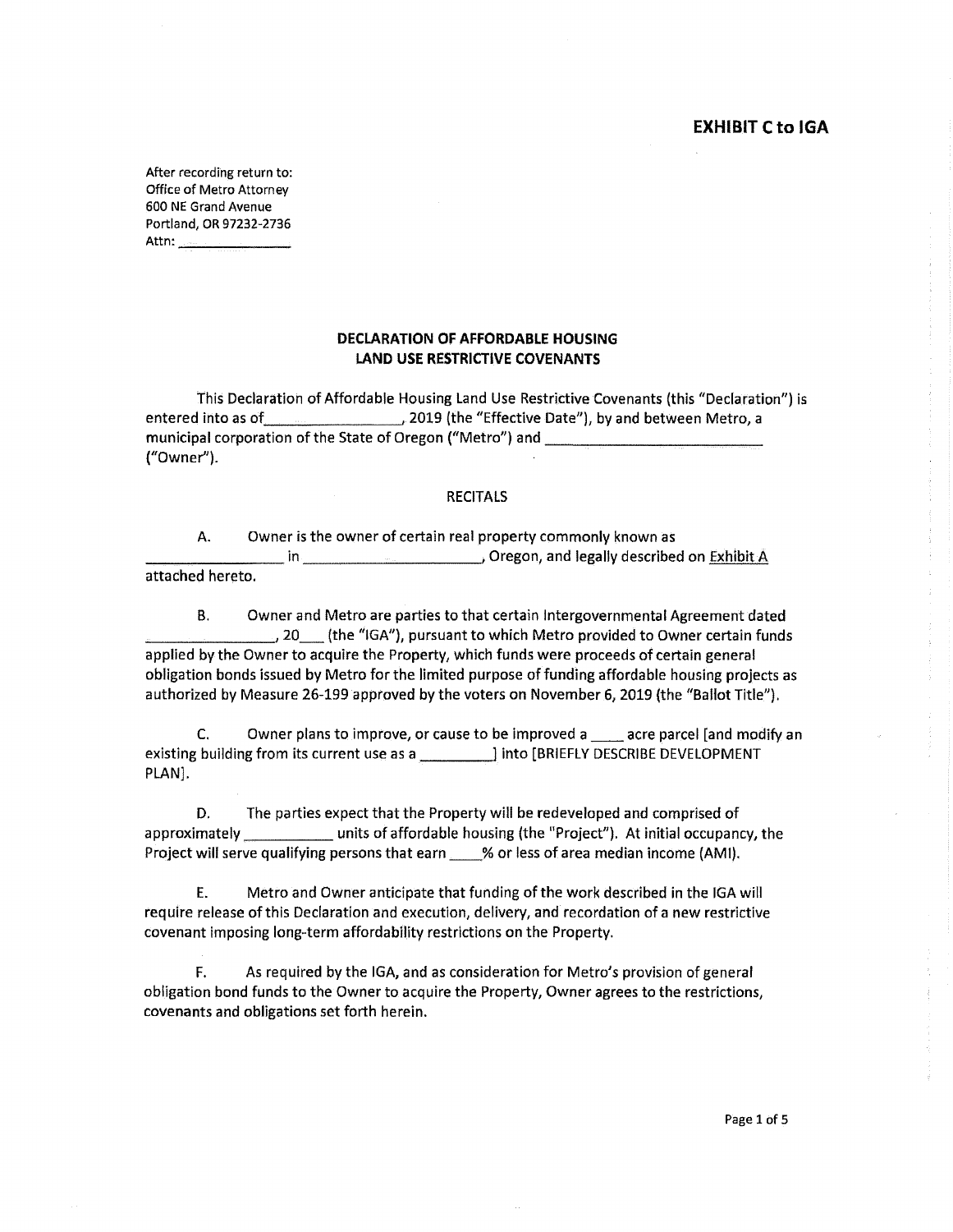**EXHIBIT C to IGA**

After recording return to:
Office of Metro Attorney
600 NE Grand Avenue
Portland, OR 97232-2736
Attn: _______________

**DECLARATION OF AFFORDABLE HOUSING
LAND USE RESTRICTIVE COVENANTS**

This Declaration of Affordable Housing Land Use Restrictive Covenants (this "Declaration") is entered into as of_______________, 2019 (the "Effective Date"), by and between Metro, a municipal corporation of the State of Oregon ("Metro") and ___________________________ ("Owner").

RECITALS

A. Owner is the owner of certain real property commonly known as _______________ in ______________________, Oregon, and legally described on Exhibit A attached hereto.

B. Owner and Metro are parties to that certain Intergovernmental Agreement dated _______________, 20___ (the "IGA"), pursuant to which Metro provided to Owner certain funds applied by the Owner to acquire the Property, which funds were proceeds of certain general obligation bonds issued by Metro for the limited purpose of funding affordable housing projects as authorized by Measure 26-199 approved by the voters on November 6, 2019 (the "Ballot Title").

C. Owner plans to improve, or cause to be improved a ____ acre parcel [and modify an existing building from its current use as a _________] into [BRIEFLY DESCRIBE DEVELOPMENT PLAN].

D. The parties expect that the Property will be redeveloped and comprised of approximately __________ units of affordable housing (the "Project"). At initial occupancy, the Project will serve qualifying persons that earn ____% or less of area median income (AMI).

E. Metro and Owner anticipate that funding of the work described in the IGA will require release of this Declaration and execution, delivery, and recordation of a new restrictive covenant imposing long-term affordability restrictions on the Property.

F. As required by the IGA, and as consideration for Metro's provision of general obligation bond funds to the Owner to acquire the Property, Owner agrees to the restrictions, covenants and obligations set forth herein.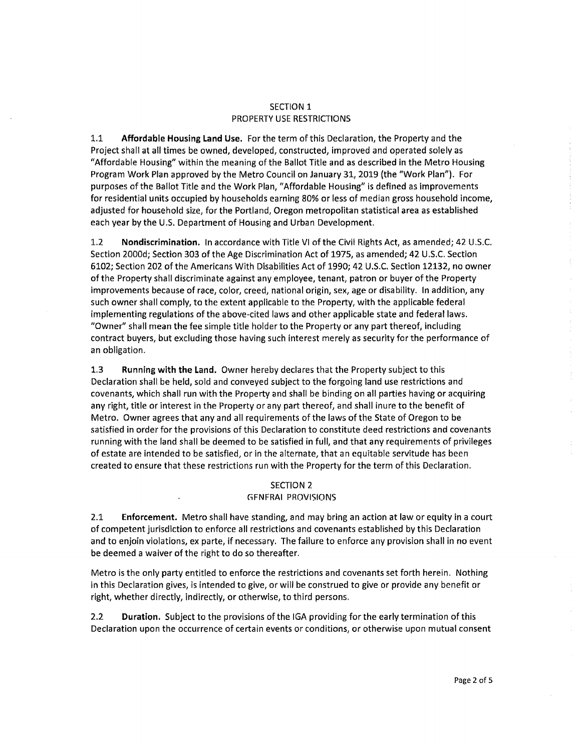## SECTION 1
## PROPERTY USE RESTRICTIONS

1.1 **Affordable Housing Land Use.** For the term of this Declaration, the Property and the Project shall at all times be owned, developed, constructed, improved and operated solely as "Affordable Housing" within the meaning of the Ballot Title and as described in the Metro Housing Program Work Plan approved by the Metro Council on January 31, 2019 (the "Work Plan"). For purposes of the Ballot Title and the Work Plan, "Affordable Housing" is defined as improvements for residential units occupied by households earning 80% or less of median gross household income, adjusted for household size, for the Portland, Oregon metropolitan statistical area as established each year by the U.S. Department of Housing and Urban Development.

1.2 **Nondiscrimination.** In accordance with Title VI of the Civil Rights Act, as amended; 42 U.S.C. Section 2000d; Section 303 of the Age Discrimination Act of 1975, as amended; 42 U.S.C. Section 6102; Section 202 of the Americans With Disabilities Act of 1990; 42 U.S.C. Section 12132, no owner of the Property shall discriminate against any employee, tenant, patron or buyer of the Property improvements because of race, color, creed, national origin, sex, age or disability. In addition, any such owner shall comply, to the extent applicable to the Property, with the applicable federal implementing regulations of the above-cited laws and other applicable state and federal laws. "Owner" shall mean the fee simple title holder to the Property or any part thereof, including contract buyers, but excluding those having such interest merely as security for the performance of an obligation.

1.3 **Running with the Land.** Owner hereby declares that the Property subject to this Declaration shall be held, sold and conveyed subject to the forgoing land use restrictions and covenants, which shall run with the Property and shall be binding on all parties having or acquiring any right, title or interest in the Property or any part thereof, and shall inure to the benefit of Metro. Owner agrees that any and all requirements of the laws of the State of Oregon to be satisfied in order for the provisions of this Declaration to constitute deed restrictions and covenants running with the land shall be deemed to be satisfied in full, and that any requirements of privileges of estate are intended to be satisfied, or in the alternate, that an equitable servitude has been created to ensure that these restrictions run with the Property for the term of this Declaration.

## SECTION 2
## GENERAL PROVISIONS

2.1 **Enforcement.** Metro shall have standing, and may bring an action at law or equity in a court of competent jurisdiction to enforce all restrictions and covenants established by this Declaration and to enjoin violations, ex parte, if necessary. The failure to enforce any provision shall in no event be deemed a waiver of the right to do so thereafter.

Metro is the only party entitled to enforce the restrictions and covenants set forth herein. Nothing in this Declaration gives, is intended to give, or will be construed to give or provide any benefit or right, whether directly, indirectly, or otherwise, to third persons.

2.2 **Duration.** Subject to the provisions of the IGA providing for the early termination of this Declaration upon the occurrence of certain events or conditions, or otherwise upon mutual consent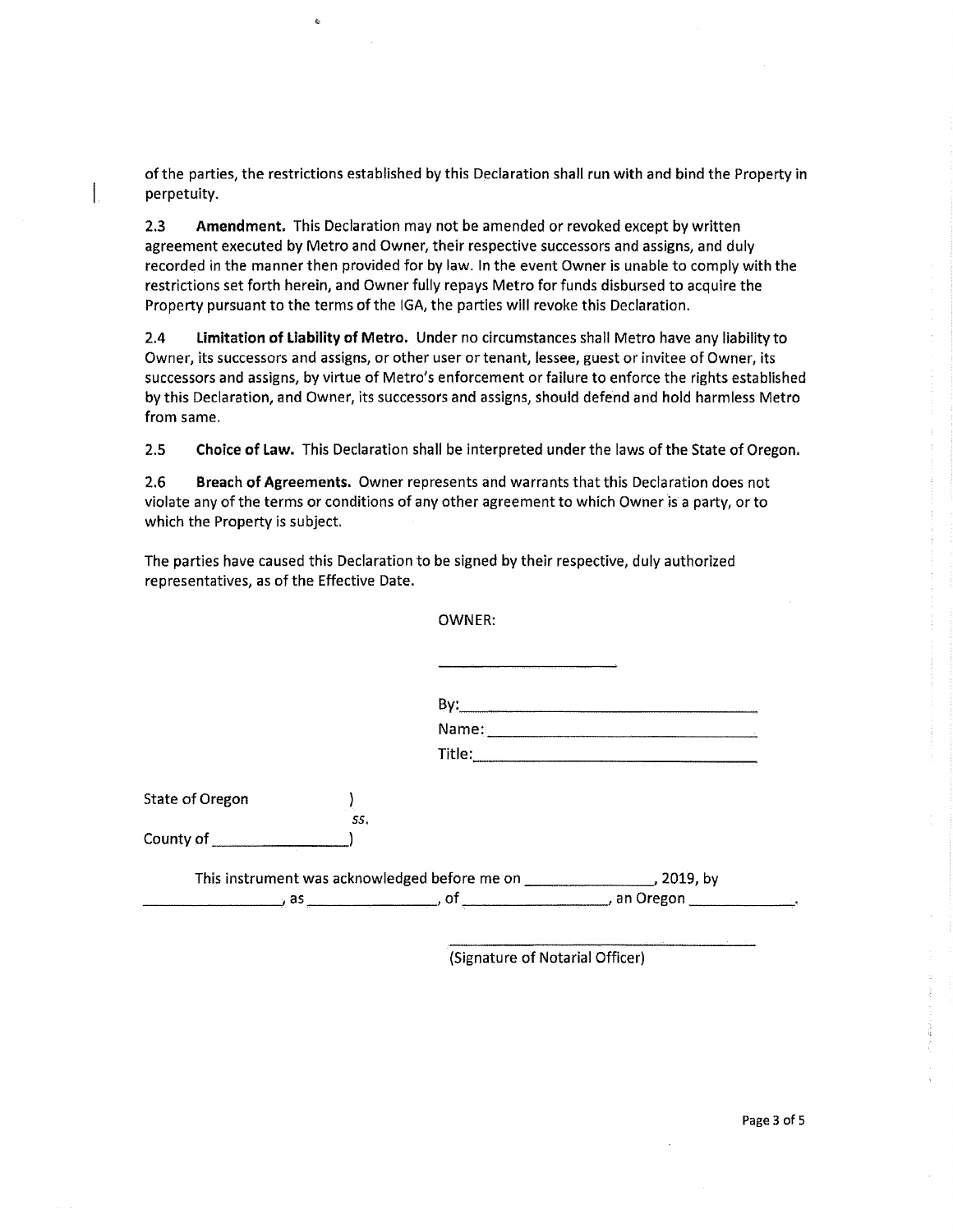of the parties, the restrictions established by this Declaration shall run with and bind the Property in perpetuity.

2.3 **Amendment.** This Declaration may not be amended or revoked except by written agreement executed by Metro and Owner, their respective successors and assigns, and duly recorded in the manner then provided for by law. In the event Owner is unable to comply with the restrictions set forth herein, and Owner fully repays Metro for funds disbursed to acquire the Property pursuant to the terms of the IGA, the parties will revoke this Declaration.

2.4 **Limitation of Liability of Metro.** Under no circumstances shall Metro have any liability to Owner, its successors and assigns, or other user or tenant, lessee, guest or invitee of Owner, its successors and assigns, by virtue of Metro's enforcement or failure to enforce the rights established by this Declaration, and Owner, its successors and assigns, should defend and hold harmless Metro from same.

2.5 **Choice of Law.** This Declaration shall be interpreted under the laws of the State of Oregon.

2.6 **Breach of Agreements.** Owner represents and warrants that this Declaration does not violate any of the terms or conditions of any other agreement to which Owner is a party, or to which the Property is subject.

The parties have caused this Declaration to be signed by their respective, duly authorized representatives, as of the Effective Date.

OWNER:

______________________

By:______________________________

Name:____________________________

Title:____________________________

State of Oregon )
ss.
County of ______________)

This instrument was acknowledged before me on ______________, 2019, by ______________, as ______________, of ______________, an Oregon ____________.

______________________________
(Signature of Notarial Officer)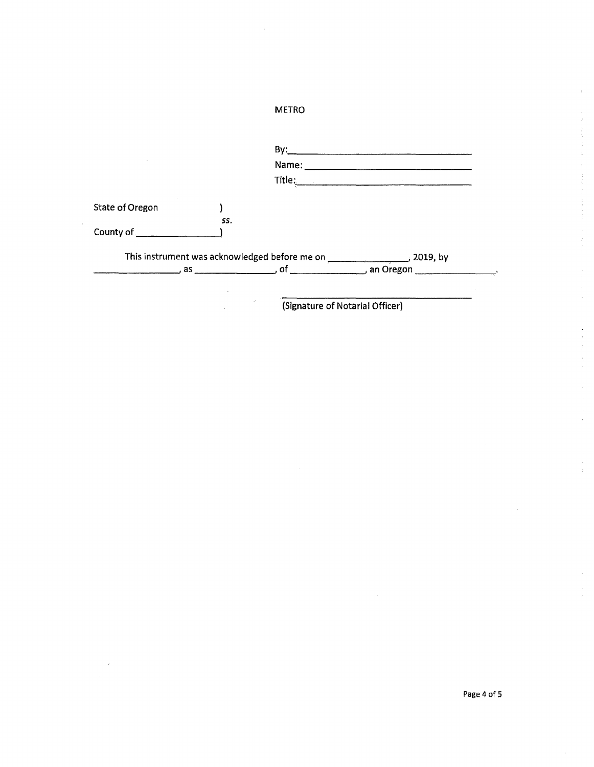METRO

By: ______________________________

Name: ______________________________

Title: ______________________________

State of Oregon )
ss.
County of ______________ )

This instrument was acknowledged before me on ______________, 2019, by ______________, as ______________, of ______________, an Oregon ______________.

______________________________

(Signature of Notarial Officer)